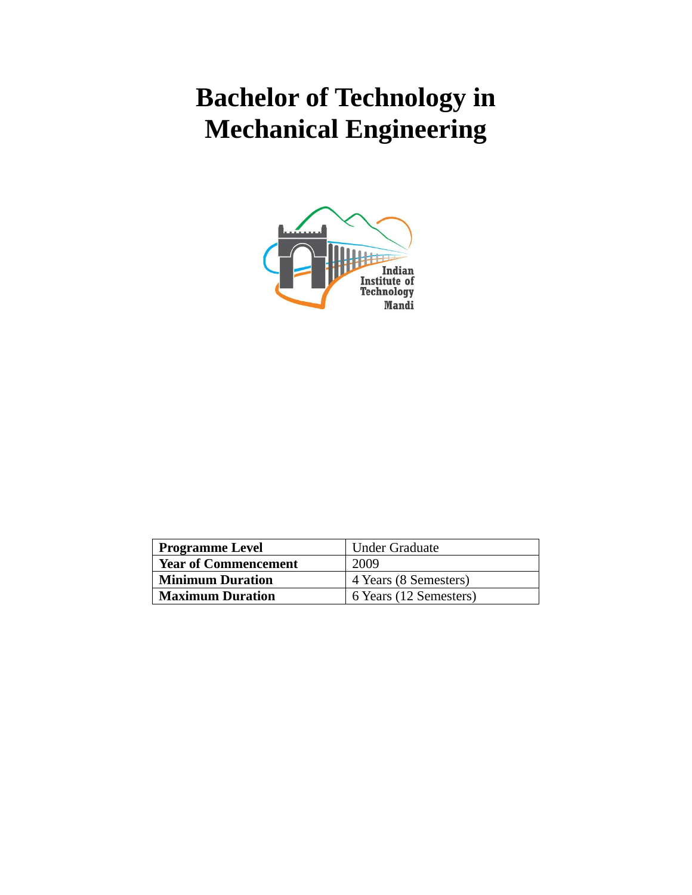# Bachelor of Technology in Mechanical Engineering

| Programme Level | Under Graduate |
|---|---|
| **Year of Commencement** | 2009 |
| **Minimum Duration** | 4 Years (8 Semesters) |
| **Maximum Duration** | 6 Years (12 Semesters) |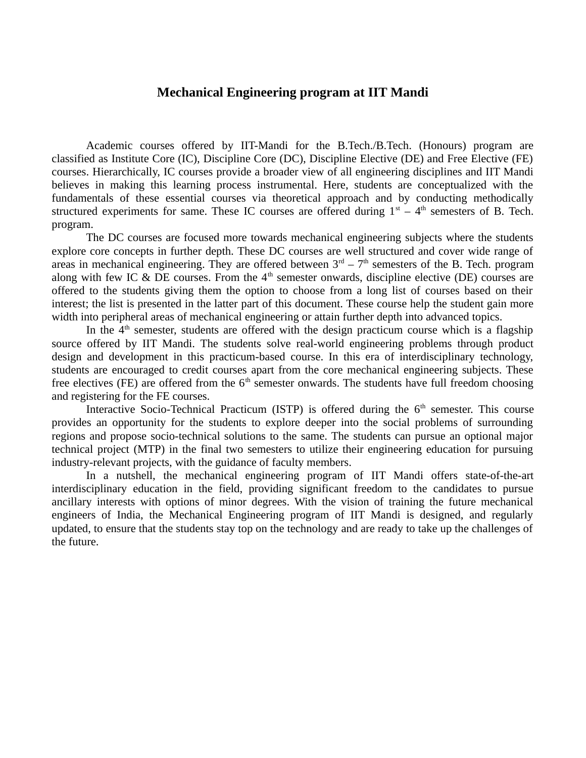# Mechanical Engineering program at IIT Mandi

Academic courses offered by IIT-Mandi for the B.Tech./B.Tech. (Honours) program are classified as Institute Core (IC), Discipline Core (DC), Discipline Elective (DE) and Free Elective (FE) courses. Hierarchically, IC courses provide a broader view of all engineering disciplines and IIT Mandi believes in making this learning process instrumental. Here, students are conceptualized with the fundamentals of these essential courses via theoretical approach and by conducting methodically structured experiments for same. These IC courses are offered during 1st – 4th semesters of B. Tech. program.

The DC courses are focused more towards mechanical engineering subjects where the students explore core concepts in further depth. These DC courses are well structured and cover wide range of areas in mechanical engineering. They are offered between 3rd – 7th semesters of the B. Tech. program along with few IC & DE courses. From the 4th semester onwards, discipline elective (DE) courses are offered to the students giving them the option to choose from a long list of courses based on their interest; the list is presented in the latter part of this document. These course help the student gain more width into peripheral areas of mechanical engineering or attain further depth into advanced topics.

In the 4th semester, students are offered with the design practicum course which is a flagship source offered by IIT Mandi. The students solve real-world engineering problems through product design and development in this practicum-based course. In this era of interdisciplinary technology, students are encouraged to credit courses apart from the core mechanical engineering subjects. These free electives (FE) are offered from the 6th semester onwards. The students have full freedom choosing and registering for the FE courses.

Interactive Socio-Technical Practicum (ISTP) is offered during the 6th semester. This course provides an opportunity for the students to explore deeper into the social problems of surrounding regions and propose socio-technical solutions to the same. The students can pursue an optional major technical project (MTP) in the final two semesters to utilize their engineering education for pursuing industry-relevant projects, with the guidance of faculty members.

In a nutshell, the mechanical engineering program of IIT Mandi offers state-of-the-art interdisciplinary education in the field, providing significant freedom to the candidates to pursue ancillary interests with options of minor degrees. With the vision of training the future mechanical engineers of India, the Mechanical Engineering program of IIT Mandi is designed, and regularly updated, to ensure that the students stay top on the technology and are ready to take up the challenges of the future.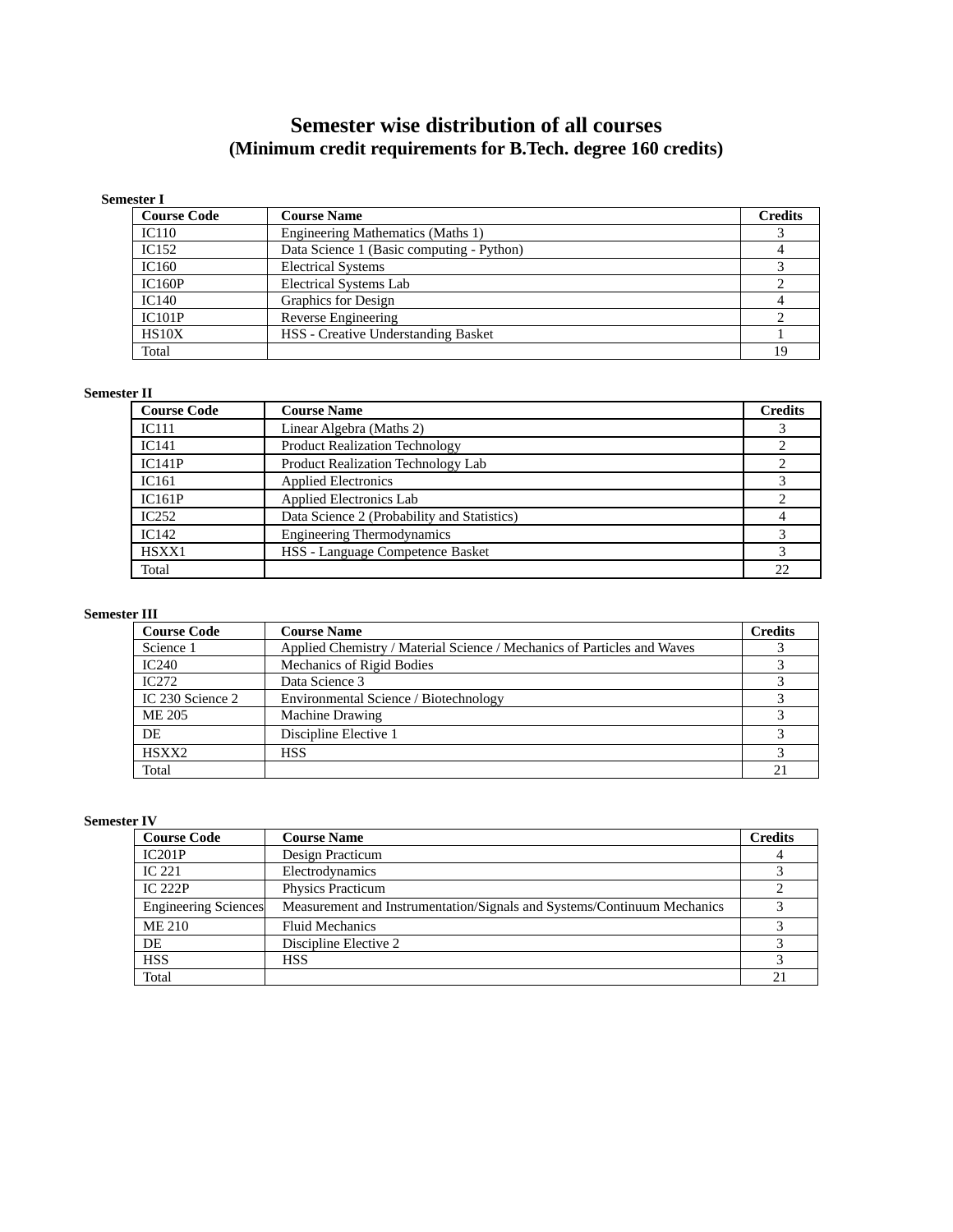# Semester wise distribution of all courses

## (Minimum credit requirements for B.Tech. degree 160 credits)

**Semester I**

| Course Code | Course Name | Credits |
|---|---|---|
| IC110 | Engineering Mathematics (Maths 1) | 3 |
| IC152 | Data Science 1 (Basic computing - Python) | 4 |
| IC160 | Electrical Systems | 3 |
| IC160P | Electrical Systems Lab | 2 |
| IC140 | Graphics for Design | 4 |
| IC101P | Reverse Engineering | 2 |
| HS10X | HSS - Creative Understanding Basket | 1 |
| Total | | 19 |

**Semester II**

| Course Code | Course Name | Credits |
|---|---|---|
| IC111 | Linear Algebra (Maths 2) | 3 |
| IC141 | Product Realization Technology | 2 |
| IC141P | Product Realization Technology Lab | 2 |
| IC161 | Applied Electronics | 3 |
| IC161P | Applied Electronics Lab | 2 |
| IC252 | Data Science 2 (Probability and Statistics) | 4 |
| IC142 | Engineering Thermodynamics | 3 |
| HSXX1 | HSS - Language Competence Basket | 3 |
| Total | | 22 |

**Semester III**

| Course Code | Course Name | Credits |
|---|---|---|
| Science 1 | Applied Chemistry / Material Science / Mechanics of Particles and Waves | 3 |
| IC240 | Mechanics of Rigid Bodies | 3 |
| IC272 | Data Science 3 | 3 |
| IC 230 Science 2 | Environmental Science / Biotechnology | 3 |
| ME 205 | Machine Drawing | 3 |
| DE | Discipline Elective 1 | 3 |
| HSXX2 | HSS | 3 |
| Total | | 21 |

**Semester IV**

| Course Code | Course Name | Credits |
|---|---|---|
| IC201P | Design Practicum | 4 |
| IC 221 | Electrodynamics | 3 |
| IC 222P | Physics Practicum | 2 |
| Engineering Sciences | Measurement and Instrumentation/Signals and Systems/Continuum Mechanics | 3 |
| ME 210 | Fluid Mechanics | 3 |
| DE | Discipline Elective 2 | 3 |
| HSS | HSS | 3 |
| Total | | 21 |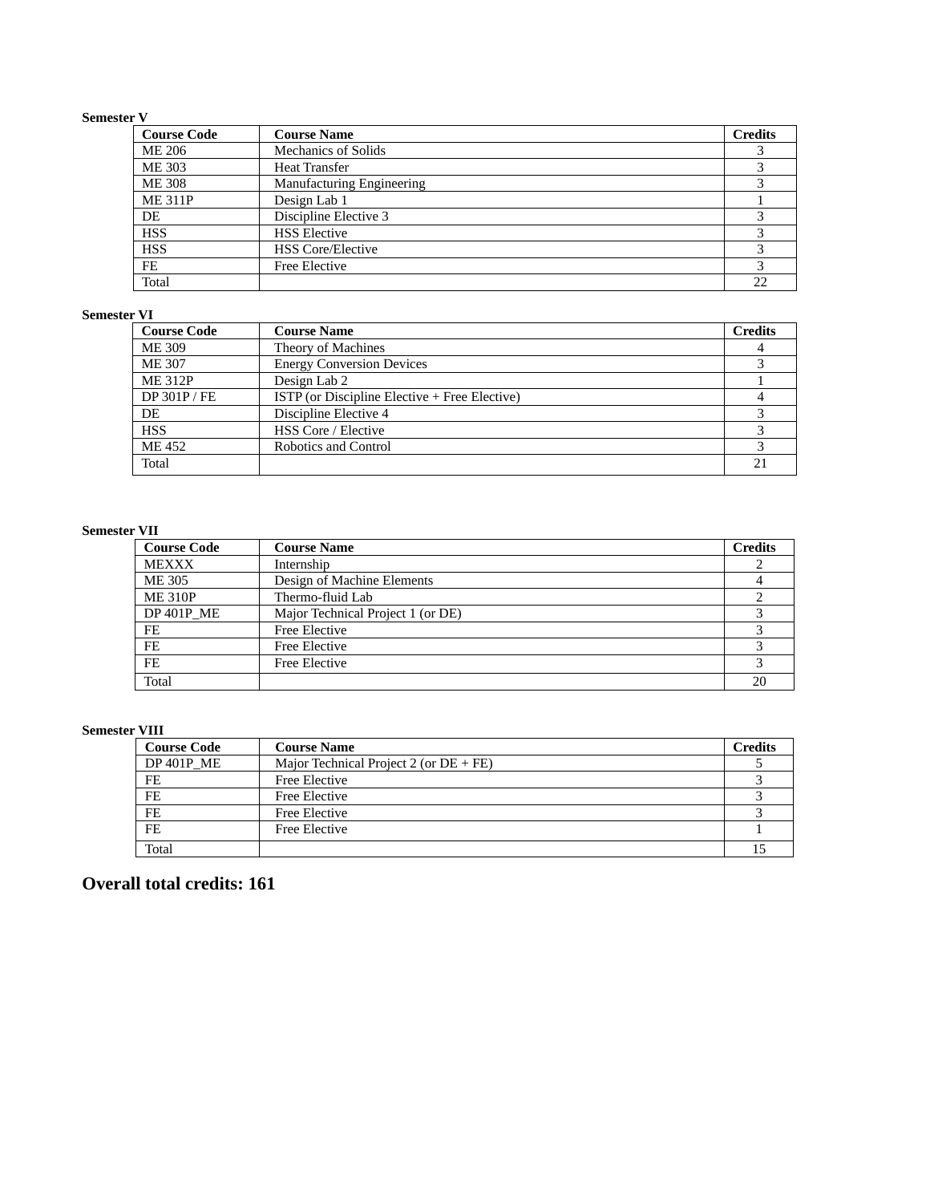**Semester V**

| Course Code | Course Name | Credits |
| --- | --- | --- |
| ME 206 | Mechanics of Solids | 3 |
| ME 303 | Heat Transfer | 3 |
| ME 308 | Manufacturing Engineering | 3 |
| ME 311P | Design Lab 1 | 1 |
| DE | Discipline Elective 3 | 3 |
| HSS | HSS Elective | 3 |
| HSS | HSS Core/Elective | 3 |
| FE | Free Elective | 3 |
| Total | | 22 |

**Semester VI**

| Course Code | Course Name | Credits |
| --- | --- | --- |
| ME 309 | Theory of Machines | 4 |
| ME 307 | Energy Conversion Devices | 3 |
| ME 312P | Design Lab 2 | 1 |
| DP 301P / FE | ISTP (or Discipline Elective + Free Elective) | 4 |
| DE | Discipline Elective 4 | 3 |
| HSS | HSS Core / Elective | 3 |
| ME 452 | Robotics and Control | 3 |
| Total | | 21 |

**Semester VII**

| Course Code | Course Name | Credits |
| --- | --- | --- |
| MEXXX | Internship | 2 |
| ME 305 | Design of Machine Elements | 4 |
| ME 310P | Thermo-fluid Lab | 2 |
| DP 401P_ME | Major Technical Project 1 (or DE) | 3 |
| FE | Free Elective | 3 |
| FE | Free Elective | 3 |
| FE | Free Elective | 3 |
| Total | | 20 |

**Semester VIII**

| Course Code | Course Name | Credits |
| --- | --- | --- |
| DP 401P_ME | Major Technical Project 2 (or DE + FE) | 5 |
| FE | Free Elective | 3 |
| FE | Free Elective | 3 |
| FE | Free Elective | 3 |
| FE | Free Elective | 1 |
| Total | | 15 |

## Overall total credits: 161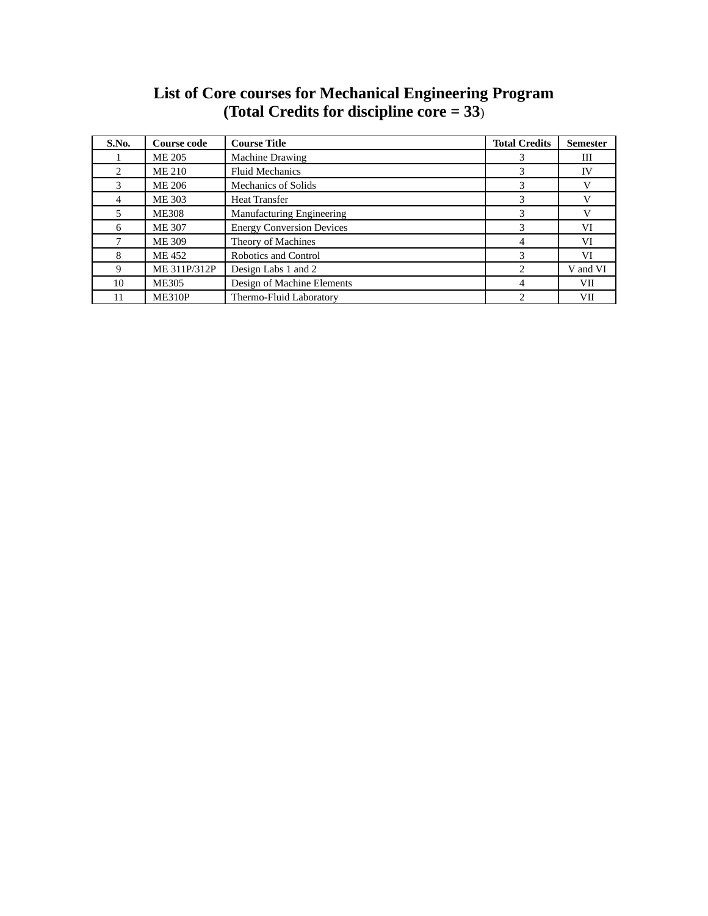# List of Core courses for Mechanical Engineering Program
## (Total Credits for discipline core = 33)

| S.No. | Course code | Course Title | Total Credits | Semester |
|---|---|---|---|---|
| 1 | ME 205 | Machine Drawing | 3 | III |
| 2 | ME 210 | Fluid Mechanics | 3 | IV |
| 3 | ME 206 | Mechanics of Solids | 3 | V |
| 4 | ME 303 | Heat Transfer | 3 | V |
| 5 | ME308 | Manufacturing Engineering | 3 | V |
| 6 | ME 307 | Energy Conversion Devices | 3 | VI |
| 7 | ME 309 | Theory of Machines | 4 | VI |
| 8 | ME 452 | Robotics and Control | 3 | VI |
| 9 | ME 311P/312P | Design Labs 1 and 2 | 2 | V and VI |
| 10 | ME305 | Design of Machine Elements | 4 | VII |
| 11 | ME310P | Thermo-Fluid Laboratory | 2 | VII |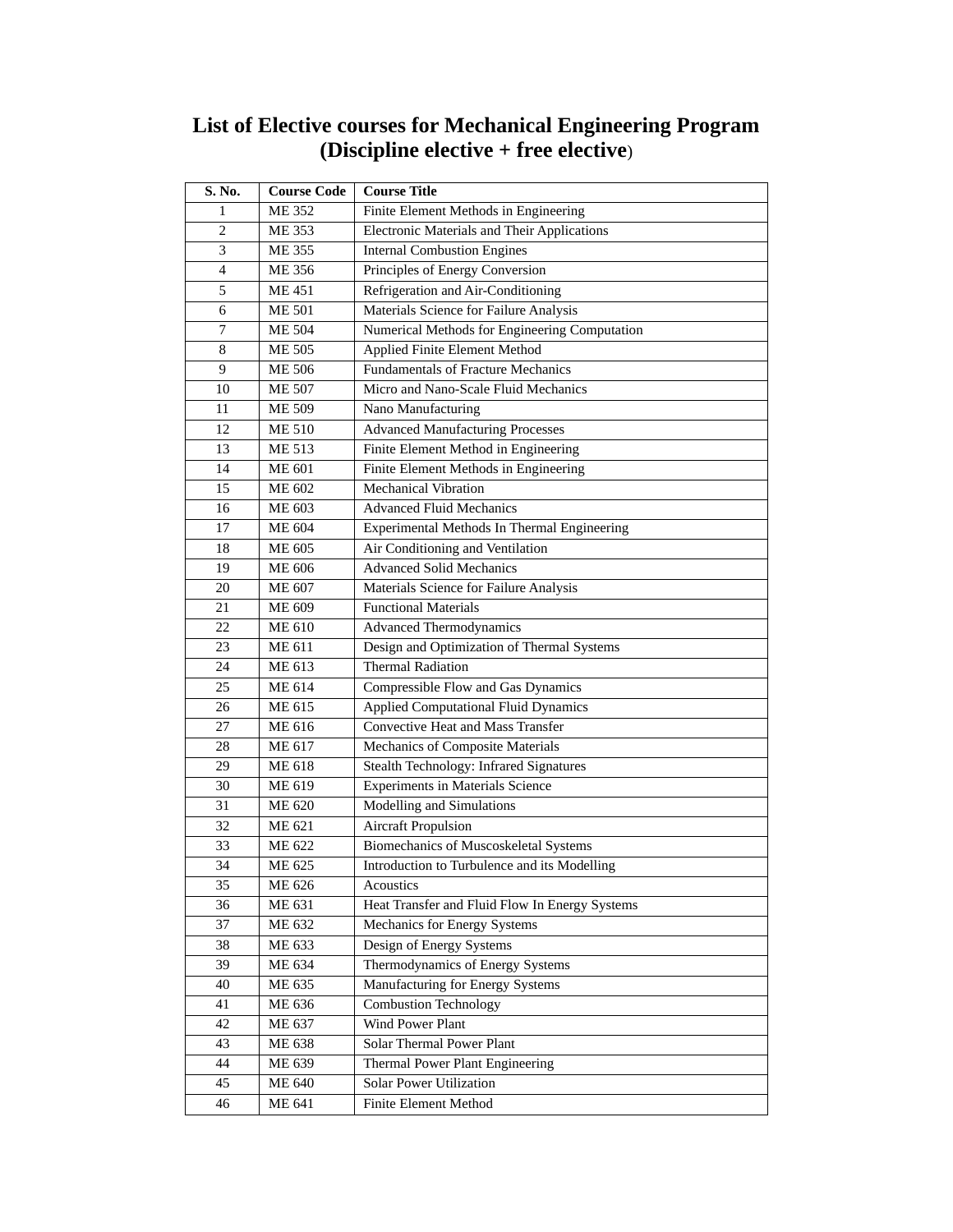# List of Elective courses for Mechanical Engineering Program (Discipline elective + free elective)

| S. No. | Course Code | Course Title |
|---|---|---|
| 1 | ME 352 | Finite Element Methods in Engineering |
| 2 | ME 353 | Electronic Materials and Their Applications |
| 3 | ME 355 | Internal Combustion Engines |
| 4 | ME 356 | Principles of Energy Conversion |
| 5 | ME 451 | Refrigeration and Air-Conditioning |
| 6 | ME 501 | Materials Science for Failure Analysis |
| 7 | ME 504 | Numerical Methods for Engineering Computation |
| 8 | ME 505 | Applied Finite Element Method |
| 9 | ME 506 | Fundamentals of Fracture Mechanics |
| 10 | ME 507 | Micro and Nano-Scale Fluid Mechanics |
| 11 | ME 509 | Nano Manufacturing |
| 12 | ME 510 | Advanced Manufacturing Processes |
| 13 | ME 513 | Finite Element Method in Engineering |
| 14 | ME 601 | Finite Element Methods in Engineering |
| 15 | ME 602 | Mechanical Vibration |
| 16 | ME 603 | Advanced Fluid Mechanics |
| 17 | ME 604 | Experimental Methods In Thermal Engineering |
| 18 | ME 605 | Air Conditioning and Ventilation |
| 19 | ME 606 | Advanced Solid Mechanics |
| 20 | ME 607 | Materials Science for Failure Analysis |
| 21 | ME 609 | Functional Materials |
| 22 | ME 610 | Advanced Thermodynamics |
| 23 | ME 611 | Design and Optimization of Thermal Systems |
| 24 | ME 613 | Thermal Radiation |
| 25 | ME 614 | Compressible Flow and Gas Dynamics |
| 26 | ME 615 | Applied Computational Fluid Dynamics |
| 27 | ME 616 | Convective Heat and Mass Transfer |
| 28 | ME 617 | Mechanics of Composite Materials |
| 29 | ME 618 | Stealth Technology: Infrared Signatures |
| 30 | ME 619 | Experiments in Materials Science |
| 31 | ME 620 | Modelling and Simulations |
| 32 | ME 621 | Aircraft Propulsion |
| 33 | ME 622 | Biomechanics of Muscoskeletal Systems |
| 34 | ME 625 | Introduction to Turbulence and its Modelling |
| 35 | ME 626 | Acoustics |
| 36 | ME 631 | Heat Transfer and Fluid Flow In Energy Systems |
| 37 | ME 632 | Mechanics for Energy Systems |
| 38 | ME 633 | Design of Energy Systems |
| 39 | ME 634 | Thermodynamics of Energy Systems |
| 40 | ME 635 | Manufacturing for Energy Systems |
| 41 | ME 636 | Combustion Technology |
| 42 | ME 637 | Wind Power Plant |
| 43 | ME 638 | Solar Thermal Power Plant |
| 44 | ME 639 | Thermal Power Plant Engineering |
| 45 | ME 640 | Solar Power Utilization |
| 46 | ME 641 | Finite Element Method |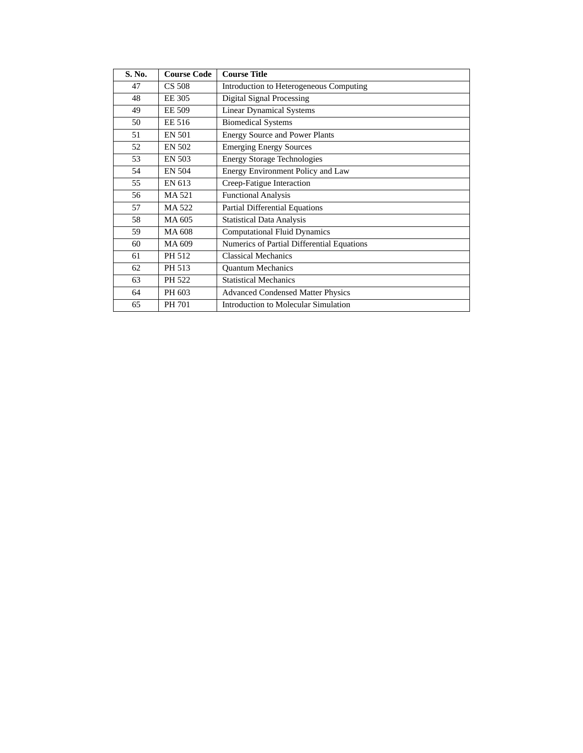| S. No. | Course Code | Course Title |
|---|---|---|
| 47 | CS 508 | Introduction to Heterogeneous Computing |
| 48 | EE 305 | Digital Signal Processing |
| 49 | EE 509 | Linear Dynamical Systems |
| 50 | EE 516 | Biomedical Systems |
| 51 | EN 501 | Energy Source and Power Plants |
| 52 | EN 502 | Emerging Energy Sources |
| 53 | EN 503 | Energy Storage Technologies |
| 54 | EN 504 | Energy Environment Policy and Law |
| 55 | EN 613 | Creep-Fatigue Interaction |
| 56 | MA 521 | Functional Analysis |
| 57 | MA 522 | Partial Differential Equations |
| 58 | MA 605 | Statistical Data Analysis |
| 59 | MA 608 | Computational Fluid Dynamics |
| 60 | MA 609 | Numerics of Partial Differential Equations |
| 61 | PH 512 | Classical Mechanics |
| 62 | PH 513 | Quantum Mechanics |
| 63 | PH 522 | Statistical Mechanics |
| 64 | PH 603 | Advanced Condensed Matter Physics |
| 65 | PH 701 | Introduction to Molecular Simulation |